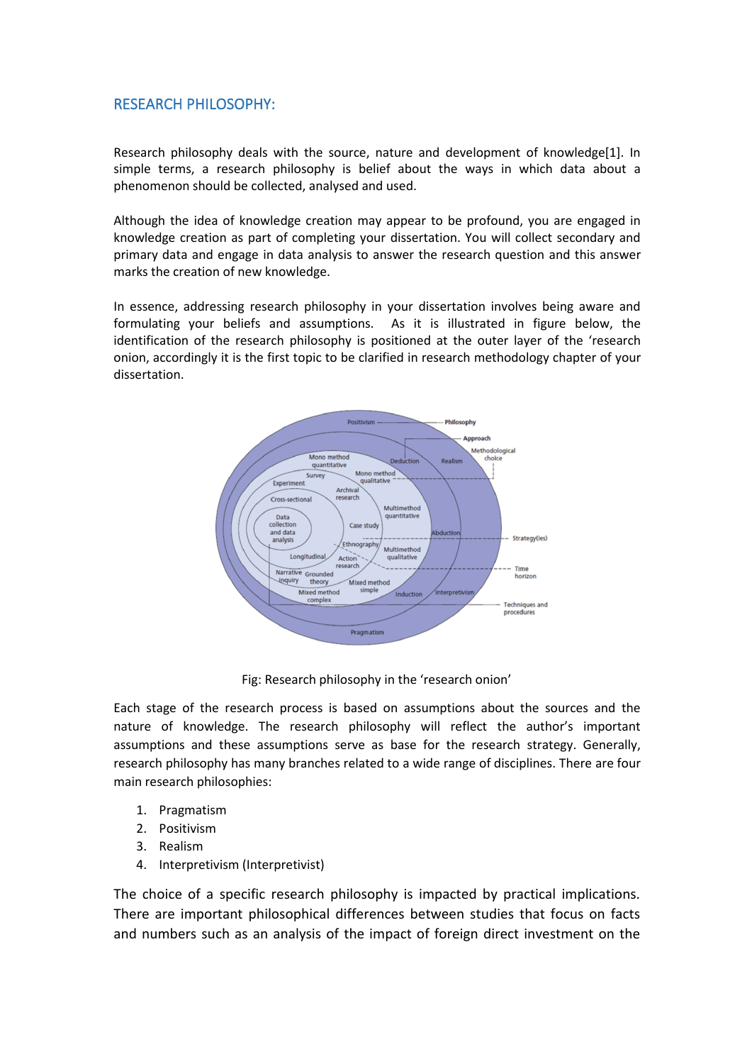## RESEARCH PHILOSOPHY:

Research philosophy deals with the source, nature and development of knowledge[1]. In simple terms, a research philosophy is belief about the ways in which data about a phenomenon should be collected, analysed and used.

Although the idea of knowledge creation may appear to be profound, you are engaged in knowledge creation as part of completing your dissertation. You will collect secondary and primary data and engage in data analysis to answer the research question and this answer marks the creation of new knowledge.

In essence, addressing research philosophy in your dissertation involves being aware and formulating your beliefs and assumptions. As it is illustrated in figure below, the identification of the research philosophy is positioned at the outer layer of the 'research onion, accordingly it is the first topic to be clarified in research methodology chapter of your dissertation.

Fig: Research philosophy in the 'research onion'

Each stage of the research process is based on assumptions about the sources and the nature of knowledge. The research philosophy will reflect the author's important assumptions and these assumptions serve as base for the research strategy. Generally, research philosophy has many branches related to a wide range of disciplines. There are four main research philosophies:

1. Pragmatism
2. Positivism
3. Realism
4. Interpretivism (Interpretivist)

The choice of a specific research philosophy is impacted by practical implications. There are important philosophical differences between studies that focus on facts and numbers such as an analysis of the impact of foreign direct investment on the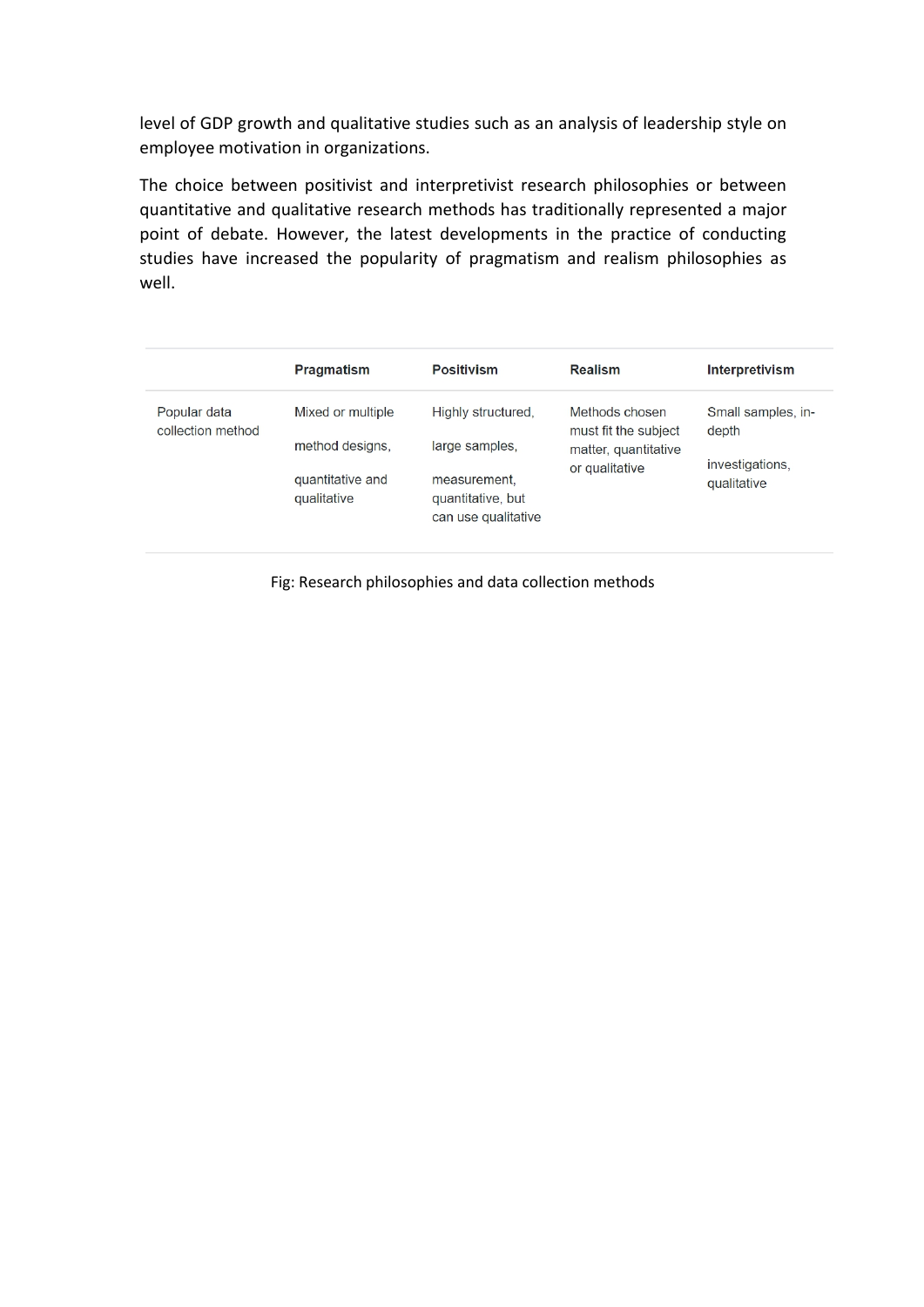level of GDP growth and qualitative studies such as an analysis of leadership style on employee motivation in organizations.

The choice between positivist and interpretivist research philosophies or between quantitative and qualitative research methods has traditionally represented a major point of debate. However, the latest developments in the practice of conducting studies have increased the popularity of pragmatism and realism philosophies as well.

| | Pragmatism | Positivism | Realism | Interpretivism |
|---|---|---|---|---|
| Popular data collection method | Mixed or multiple method designs, quantitative and qualitative | Highly structured, large samples, measurement, quantitative, but can use qualitative | Methods chosen must fit the subject matter, quantitative or qualitative | Small samples, in-depth investigations, qualitative |

Fig: Research philosophies and data collection methods